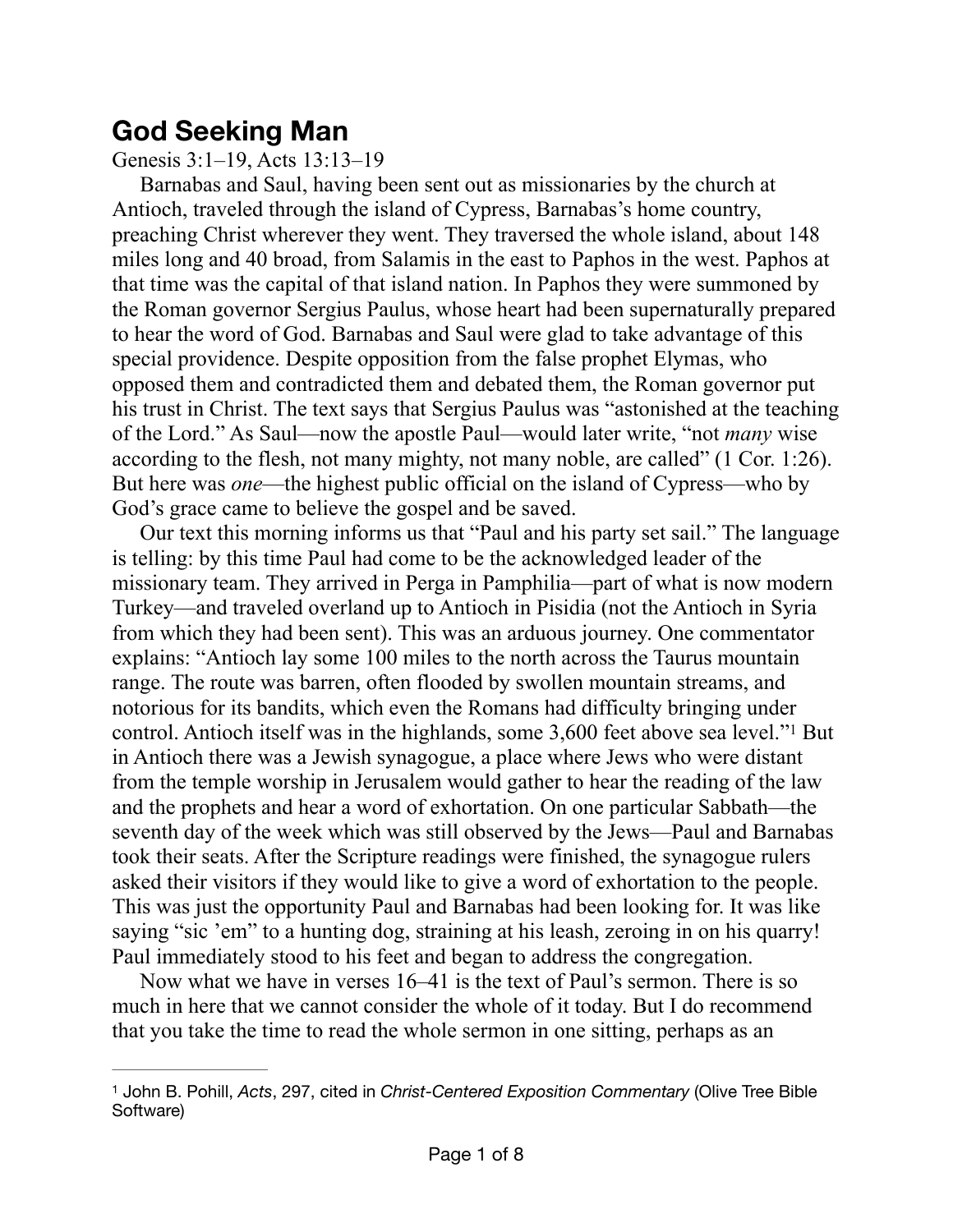# God Seeking Man

Genesis 3:1–19, Acts 13:13–19

Barnabas and Saul, having been sent out as missionaries by the church at Antioch, traveled through the island of Cypress, Barnabas's home country, preaching Christ wherever they went. They traversed the whole island, about 148 miles long and 40 broad, from Salamis in the east to Paphos in the west. Paphos at that time was the capital of that island nation. In Paphos they were summoned by the Roman governor Sergius Paulus, whose heart had been supernaturally prepared to hear the word of God. Barnabas and Saul were glad to take advantage of this special providence. Despite opposition from the false prophet Elymas, who opposed them and contradicted them and debated them, the Roman governor put his trust in Christ. The text says that Sergius Paulus was "astonished at the teaching of the Lord." As Saul—now the apostle Paul—would later write, "not *many* wise according to the flesh, not many mighty, not many noble, are called" (1 Cor. 1:26). But here was *one*—the highest public official on the island of Cypress—who by God's grace came to believe the gospel and be saved.

Our text this morning informs us that "Paul and his party set sail." The language is telling: by this time Paul had come to be the acknowledged leader of the missionary team. They arrived in Perga in Pamphilia—part of what is now modern Turkey—and traveled overland up to Antioch in Pisidia (not the Antioch in Syria from which they had been sent). This was an arduous journey. One commentator explains: "Antioch lay some 100 miles to the north across the Taurus mountain range. The route was barren, often flooded by swollen mountain streams, and notorious for its bandits, which even the Romans had difficulty bringing under control. Antioch itself was in the highlands, some 3,600 feet above sea level."[1] But in Antioch there was a Jewish synagogue, a place where Jews who were distant from the temple worship in Jerusalem would gather to hear the reading of the law and the prophets and hear a word of exhortation. On one particular Sabbath—the seventh day of the week which was still observed by the Jews—Paul and Barnabas took their seats. After the Scripture readings were finished, the synagogue rulers asked their visitors if they would like to give a word of exhortation to the people. This was just the opportunity Paul and Barnabas had been looking for. It was like saying "sic 'em" to a hunting dog, straining at his leash, zeroing in on his quarry! Paul immediately stood to his feet and began to address the congregation.

Now what we have in verses 16–41 is the text of Paul's sermon. There is so much in here that we cannot consider the whole of it today. But I do recommend that you take the time to read the whole sermon in one sitting, perhaps as an

---

[1] John B. Pohill, *Acts*, 297, cited in *Christ-Centered Exposition Commentary* (Olive Tree Bible Software)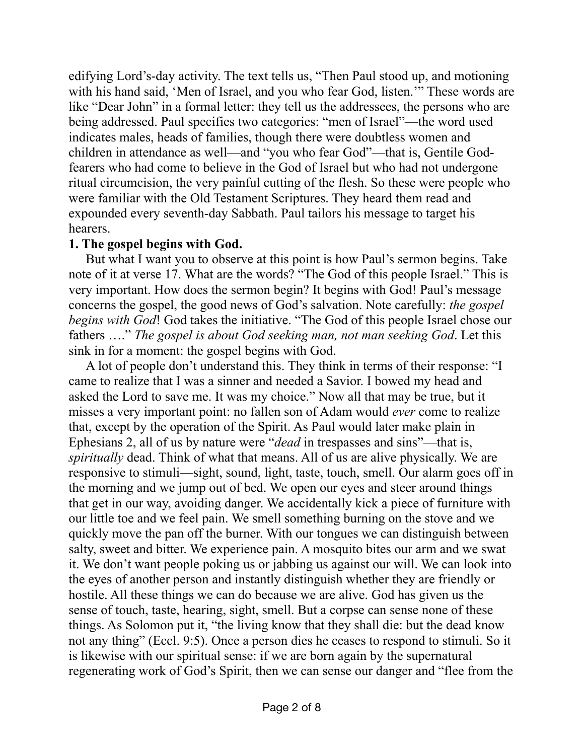edifying Lord's-day activity. The text tells us, "Then Paul stood up, and motioning with his hand said, 'Men of Israel, and you who fear God, listen.'" These words are like "Dear John" in a formal letter: they tell us the addressees, the persons who are being addressed. Paul specifies two categories: "men of Israel"—the word used indicates males, heads of families, though there were doubtless women and children in attendance as well—and "you who fear God"—that is, Gentile God-fearers who had come to believe in the God of Israel but who had not undergone ritual circumcision, the very painful cutting of the flesh. So these were people who were familiar with the Old Testament Scriptures. They heard them read and expounded every seventh-day Sabbath. Paul tailors his message to target his hearers.

**1. The gospel begins with God.**

But what I want you to observe at this point is how Paul's sermon begins. Take note of it at verse 17. What are the words? "The God of this people Israel." This is very important. How does the sermon begin? It begins with God! Paul's message concerns the gospel, the good news of God's salvation. Note carefully: *the gospel begins with God*! God takes the initiative. "The God of this people Israel chose our fathers …." *The gospel is about God seeking man, not man seeking God*. Let this sink in for a moment: the gospel begins with God.

A lot of people don't understand this. They think in terms of their response: "I came to realize that I was a sinner and needed a Savior. I bowed my head and asked the Lord to save me. It was my choice." Now all that may be true, but it misses a very important point: no fallen son of Adam would *ever* come to realize that, except by the operation of the Spirit. As Paul would later make plain in Ephesians 2, all of us by nature were "*dead* in trespasses and sins"—that is, *spiritually* dead. Think of what that means. All of us are alive physically. We are responsive to stimuli—sight, sound, light, taste, touch, smell. Our alarm goes off in the morning and we jump out of bed. We open our eyes and steer around things that get in our way, avoiding danger. We accidentally kick a piece of furniture with our little toe and we feel pain. We smell something burning on the stove and we quickly move the pan off the burner. With our tongues we can distinguish between salty, sweet and bitter. We experience pain. A mosquito bites our arm and we swat it. We don't want people poking us or jabbing us against our will. We can look into the eyes of another person and instantly distinguish whether they are friendly or hostile. All these things we can do because we are alive. God has given us the sense of touch, taste, hearing, sight, smell. But a corpse can sense none of these things. As Solomon put it, "the living know that they shall die: but the dead know not any thing" (Eccl. 9:5). Once a person dies he ceases to respond to stimuli. So it is likewise with our spiritual sense: if we are born again by the supernatural regenerating work of God's Spirit, then we can sense our danger and "flee from the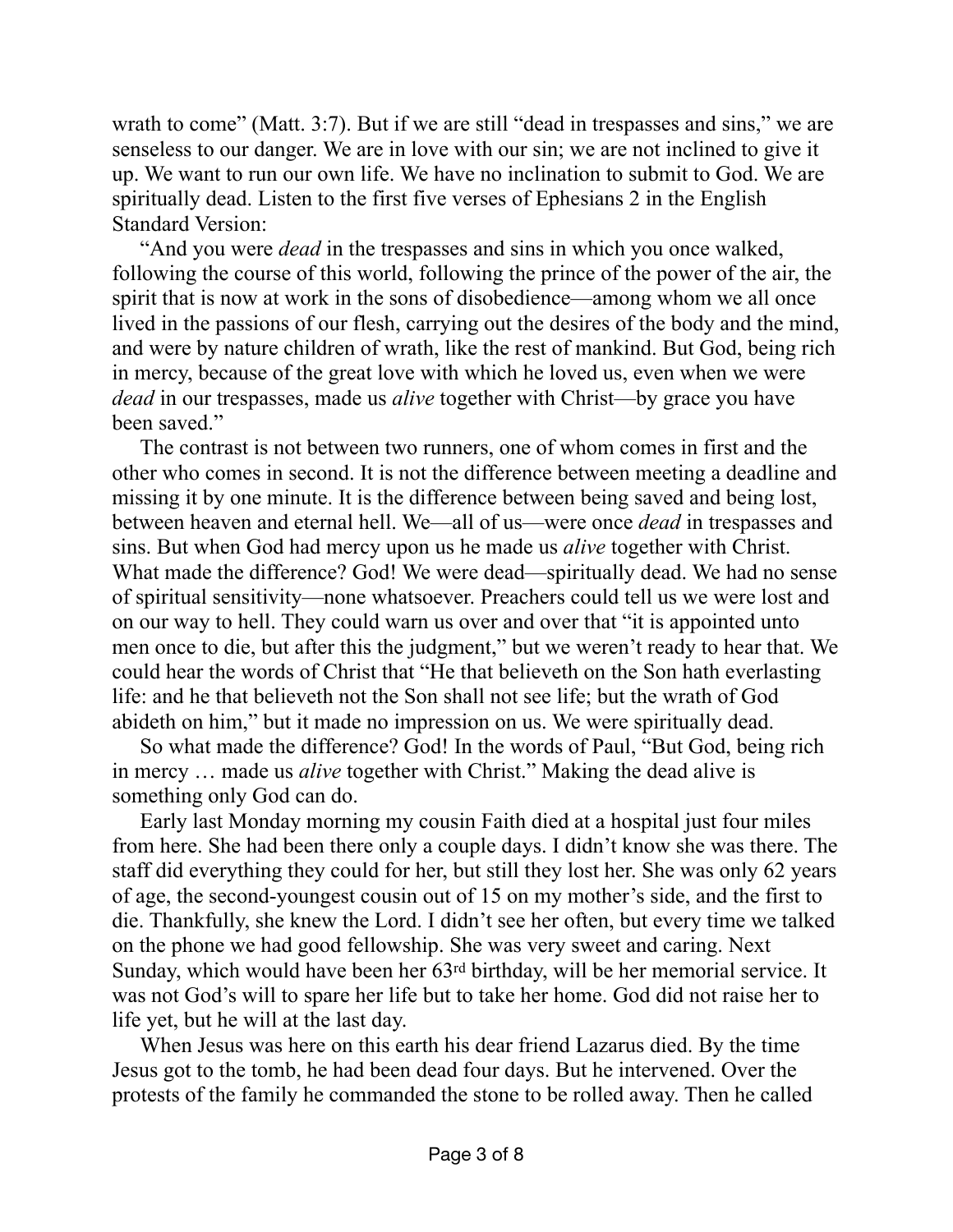wrath to come" (Matt. 3:7). But if we are still "dead in trespasses and sins," we are senseless to our danger. We are in love with our sin; we are not inclined to give it up. We want to run our own life. We have no inclination to submit to God. We are spiritually dead. Listen to the first five verses of Ephesians 2 in the English Standard Version:

"And you were *dead* in the trespasses and sins in which you once walked, following the course of this world, following the prince of the power of the air, the spirit that is now at work in the sons of disobedience—among whom we all once lived in the passions of our flesh, carrying out the desires of the body and the mind, and were by nature children of wrath, like the rest of mankind. But God, being rich in mercy, because of the great love with which he loved us, even when we were *dead* in our trespasses, made us *alive* together with Christ—by grace you have been saved."

The contrast is not between two runners, one of whom comes in first and the other who comes in second. It is not the difference between meeting a deadline and missing it by one minute. It is the difference between being saved and being lost, between heaven and eternal hell. We—all of us—were once *dead* in trespasses and sins. But when God had mercy upon us he made us *alive* together with Christ. What made the difference? God! We were dead—spiritually dead. We had no sense of spiritual sensitivity—none whatsoever. Preachers could tell us we were lost and on our way to hell. They could warn us over and over that "it is appointed unto men once to die, but after this the judgment," but we weren't ready to hear that. We could hear the words of Christ that "He that believeth on the Son hath everlasting life: and he that believeth not the Son shall not see life; but the wrath of God abideth on him," but it made no impression on us. We were spiritually dead.

So what made the difference? God! In the words of Paul, "But God, being rich in mercy … made us *alive* together with Christ." Making the dead alive is something only God can do.

Early last Monday morning my cousin Faith died at a hospital just four miles from here. She had been there only a couple days. I didn't know she was there. The staff did everything they could for her, but still they lost her. She was only 62 years of age, the second-youngest cousin out of 15 on my mother's side, and the first to die. Thankfully, she knew the Lord. I didn't see her often, but every time we talked on the phone we had good fellowship. She was very sweet and caring. Next Sunday, which would have been her 63rd birthday, will be her memorial service. It was not God's will to spare her life but to take her home. God did not raise her to life yet, but he will at the last day.

When Jesus was here on this earth his dear friend Lazarus died. By the time Jesus got to the tomb, he had been dead four days. But he intervened. Over the protests of the family he commanded the stone to be rolled away. Then he called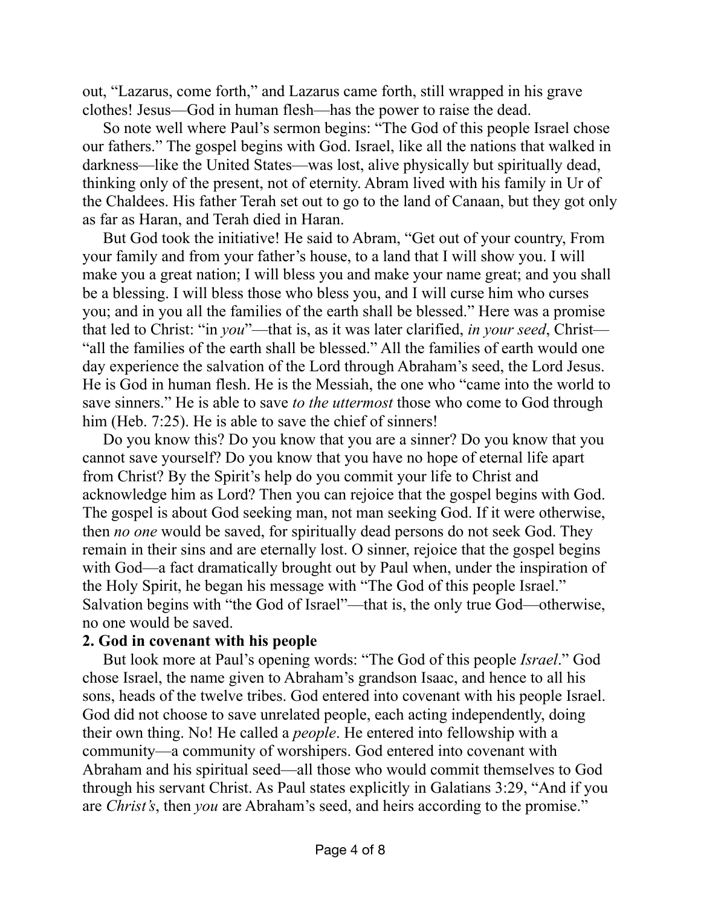out, "Lazarus, come forth," and Lazarus came forth, still wrapped in his grave clothes! Jesus—God in human flesh—has the power to raise the dead.

So note well where Paul's sermon begins: "The God of this people Israel chose our fathers." The gospel begins with God. Israel, like all the nations that walked in darkness—like the United States—was lost, alive physically but spiritually dead, thinking only of the present, not of eternity. Abram lived with his family in Ur of the Chaldees. His father Terah set out to go to the land of Canaan, but they got only as far as Haran, and Terah died in Haran.

But God took the initiative! He said to Abram, "Get out of your country, From your family and from your father's house, to a land that I will show you. I will make you a great nation; I will bless you and make your name great; and you shall be a blessing. I will bless those who bless you, and I will curse him who curses you; and in you all the families of the earth shall be blessed." Here was a promise that led to Christ: "in *you*"—that is, as it was later clarified, *in your seed*, Christ—"all the families of the earth shall be blessed." All the families of earth would one day experience the salvation of the Lord through Abraham's seed, the Lord Jesus. He is God in human flesh. He is the Messiah, the one who "came into the world to save sinners." He is able to save *to the uttermost* those who come to God through him (Heb. 7:25). He is able to save the chief of sinners!

Do you know this? Do you know that you are a sinner? Do you know that you cannot save yourself? Do you know that you have no hope of eternal life apart from Christ? By the Spirit's help do you commit your life to Christ and acknowledge him as Lord? Then you can rejoice that the gospel begins with God. The gospel is about God seeking man, not man seeking God. If it were otherwise, then *no one* would be saved, for spiritually dead persons do not seek God. They remain in their sins and are eternally lost. O sinner, rejoice that the gospel begins with God—a fact dramatically brought out by Paul when, under the inspiration of the Holy Spirit, he began his message with "The God of this people Israel." Salvation begins with "the God of Israel"—that is, the only true God—otherwise, no one would be saved.

**2. God in covenant with his people**

But look more at Paul's opening words: "The God of this people *Israel*." God chose Israel, the name given to Abraham's grandson Isaac, and hence to all his sons, heads of the twelve tribes. God entered into covenant with his people Israel. God did not choose to save unrelated people, each acting independently, doing their own thing. No! He called a *people*. He entered into fellowship with a community—a community of worshipers. God entered into covenant with Abraham and his spiritual seed—all those who would commit themselves to God through his servant Christ. As Paul states explicitly in Galatians 3:29, "And if you are *Christ's*, then *you* are Abraham's seed, and heirs according to the promise."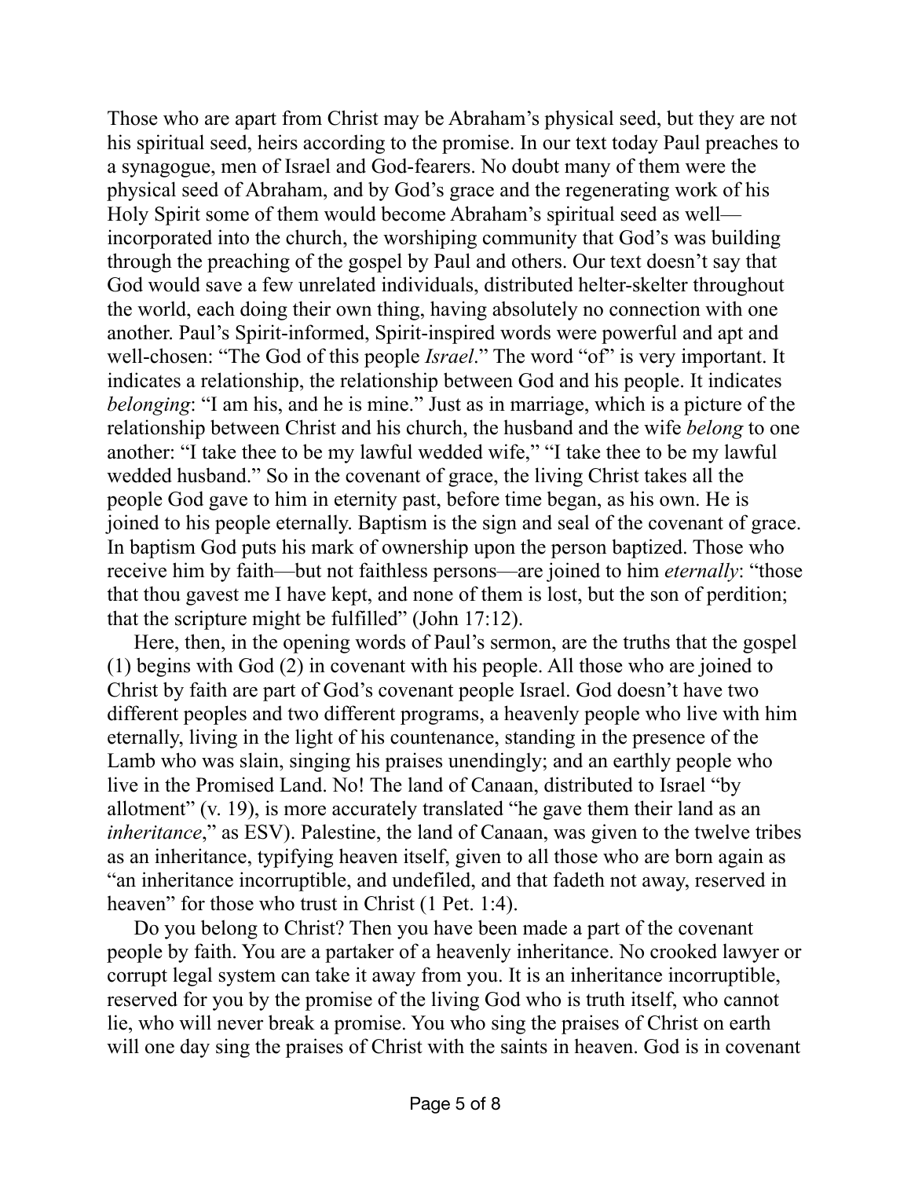Those who are apart from Christ may be Abraham's physical seed, but they are not his spiritual seed, heirs according to the promise. In our text today Paul preaches to a synagogue, men of Israel and God-fearers. No doubt many of them were the physical seed of Abraham, and by God's grace and the regenerating work of his Holy Spirit some of them would become Abraham's spiritual seed as well—incorporated into the church, the worshiping community that God's was building through the preaching of the gospel by Paul and others. Our text doesn't say that God would save a few unrelated individuals, distributed helter-skelter throughout the world, each doing their own thing, having absolutely no connection with one another. Paul's Spirit-informed, Spirit-inspired words were powerful and apt and well-chosen: "The God of this people *Israel*." The word "of" is very important. It indicates a relationship, the relationship between God and his people. It indicates *belonging*: "I am his, and he is mine." Just as in marriage, which is a picture of the relationship between Christ and his church, the husband and the wife *belong* to one another: "I take thee to be my lawful wedded wife," "I take thee to be my lawful wedded husband." So in the covenant of grace, the living Christ takes all the people God gave to him in eternity past, before time began, as his own. He is joined to his people eternally. Baptism is the sign and seal of the covenant of grace. In baptism God puts his mark of ownership upon the person baptized. Those who receive him by faith—but not faithless persons—are joined to him *eternally*: "those that thou gavest me I have kept, and none of them is lost, but the son of perdition; that the scripture might be fulfilled" (John 17:12).

Here, then, in the opening words of Paul's sermon, are the truths that the gospel (1) begins with God (2) in covenant with his people. All those who are joined to Christ by faith are part of God's covenant people Israel. God doesn't have two different peoples and two different programs, a heavenly people who live with him eternally, living in the light of his countenance, standing in the presence of the Lamb who was slain, singing his praises unendingly; and an earthly people who live in the Promised Land. No! The land of Canaan, distributed to Israel "by allotment" (v. 19), is more accurately translated "he gave them their land as an *inheritance*," as ESV). Palestine, the land of Canaan, was given to the twelve tribes as an inheritance, typifying heaven itself, given to all those who are born again as "an inheritance incorruptible, and undefiled, and that fadeth not away, reserved in heaven" for those who trust in Christ (1 Pet. 1:4).

Do you belong to Christ? Then you have been made a part of the covenant people by faith. You are a partaker of a heavenly inheritance. No crooked lawyer or corrupt legal system can take it away from you. It is an inheritance incorruptible, reserved for you by the promise of the living God who is truth itself, who cannot lie, who will never break a promise. You who sing the praises of Christ on earth will one day sing the praises of Christ with the saints in heaven. God is in covenant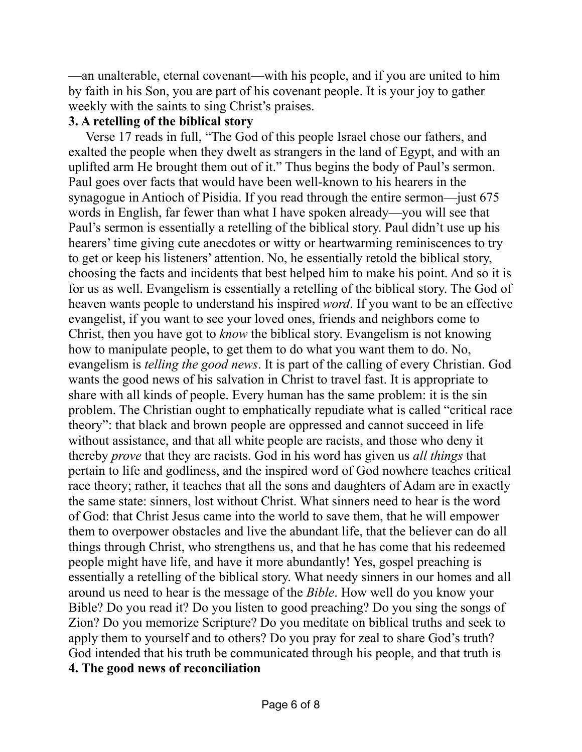—an unalterable, eternal covenant—with his people, and if you are united to him by faith in his Son, you are part of his covenant people. It is your joy to gather weekly with the saints to sing Christ's praises.

**3. A retelling of the biblical story**

Verse 17 reads in full, "The God of this people Israel chose our fathers, and exalted the people when they dwelt as strangers in the land of Egypt, and with an uplifted arm He brought them out of it." Thus begins the body of Paul's sermon. Paul goes over facts that would have been well-known to his hearers in the synagogue in Antioch of Pisidia. If you read through the entire sermon—just 675 words in English, far fewer than what I have spoken already—you will see that Paul's sermon is essentially a retelling of the biblical story. Paul didn't use up his hearers' time giving cute anecdotes or witty or heartwarming reminiscences to try to get or keep his listeners' attention. No, he essentially retold the biblical story, choosing the facts and incidents that best helped him to make his point. And so it is for us as well. Evangelism is essentially a retelling of the biblical story. The God of heaven wants people to understand his inspired *word*. If you want to be an effective evangelist, if you want to see your loved ones, friends and neighbors come to Christ, then you have got to *know* the biblical story. Evangelism is not knowing how to manipulate people, to get them to do what you want them to do. No, evangelism is *telling the good news*. It is part of the calling of every Christian. God wants the good news of his salvation in Christ to travel fast. It is appropriate to share with all kinds of people. Every human has the same problem: it is the sin problem. The Christian ought to emphatically repudiate what is called "critical race theory": that black and brown people are oppressed and cannot succeed in life without assistance, and that all white people are racists, and those who deny it thereby *prove* that they are racists. God in his word has given us *all things* that pertain to life and godliness, and the inspired word of God nowhere teaches critical race theory; rather, it teaches that all the sons and daughters of Adam are in exactly the same state: sinners, lost without Christ. What sinners need to hear is the word of God: that Christ Jesus came into the world to save them, that he will empower them to overpower obstacles and live the abundant life, that the believer can do all things through Christ, who strengthens us, and that he has come that his redeemed people might have life, and have it more abundantly! Yes, gospel preaching is essentially a retelling of the biblical story. What needy sinners in our homes and all around us need to hear is the message of the *Bible*. How well do you know your Bible? Do you read it? Do you listen to good preaching? Do you sing the songs of Zion? Do you memorize Scripture? Do you meditate on biblical truths and seek to apply them to yourself and to others? Do you pray for zeal to share God's truth? God intended that his truth be communicated through his people, and that truth is

**4. The good news of reconciliation**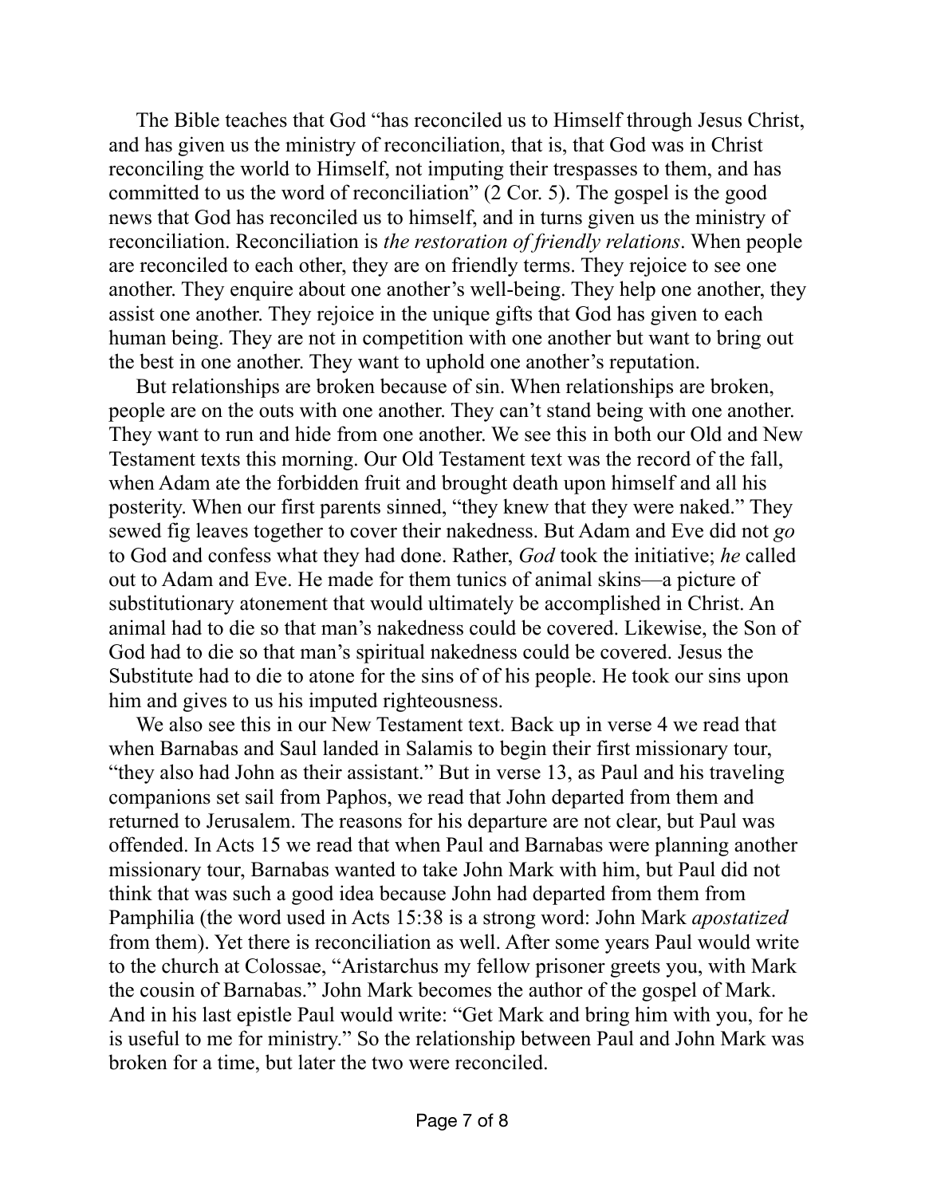The Bible teaches that God "has reconciled us to Himself through Jesus Christ, and has given us the ministry of reconciliation, that is, that God was in Christ reconciling the world to Himself, not imputing their trespasses to them, and has committed to us the word of reconciliation" (2 Cor. 5). The gospel is the good news that God has reconciled us to himself, and in turns given us the ministry of reconciliation. Reconciliation is *the restoration of friendly relations*. When people are reconciled to each other, they are on friendly terms. They rejoice to see one another. They enquire about one another's well-being. They help one another, they assist one another. They rejoice in the unique gifts that God has given to each human being. They are not in competition with one another but want to bring out the best in one another. They want to uphold one another's reputation.

But relationships are broken because of sin. When relationships are broken, people are on the outs with one another. They can't stand being with one another. They want to run and hide from one another. We see this in both our Old and New Testament texts this morning. Our Old Testament text was the record of the fall, when Adam ate the forbidden fruit and brought death upon himself and all his posterity. When our first parents sinned, "they knew that they were naked." They sewed fig leaves together to cover their nakedness. But Adam and Eve did not *go* to God and confess what they had done. Rather, *God* took the initiative; *he* called out to Adam and Eve. He made for them tunics of animal skins—a picture of substitutionary atonement that would ultimately be accomplished in Christ. An animal had to die so that man's nakedness could be covered. Likewise, the Son of God had to die so that man's spiritual nakedness could be covered. Jesus the Substitute had to die to atone for the sins of of his people. He took our sins upon him and gives to us his imputed righteousness.

We also see this in our New Testament text. Back up in verse 4 we read that when Barnabas and Saul landed in Salamis to begin their first missionary tour, "they also had John as their assistant." But in verse 13, as Paul and his traveling companions set sail from Paphos, we read that John departed from them and returned to Jerusalem. The reasons for his departure are not clear, but Paul was offended. In Acts 15 we read that when Paul and Barnabas were planning another missionary tour, Barnabas wanted to take John Mark with him, but Paul did not think that was such a good idea because John had departed from them from Pamphilia (the word used in Acts 15:38 is a strong word: John Mark *apostatized* from them). Yet there is reconciliation as well. After some years Paul would write to the church at Colossae, "Aristarchus my fellow prisoner greets you, with Mark the cousin of Barnabas." John Mark becomes the author of the gospel of Mark. And in his last epistle Paul would write: "Get Mark and bring him with you, for he is useful to me for ministry." So the relationship between Paul and John Mark was broken for a time, but later the two were reconciled.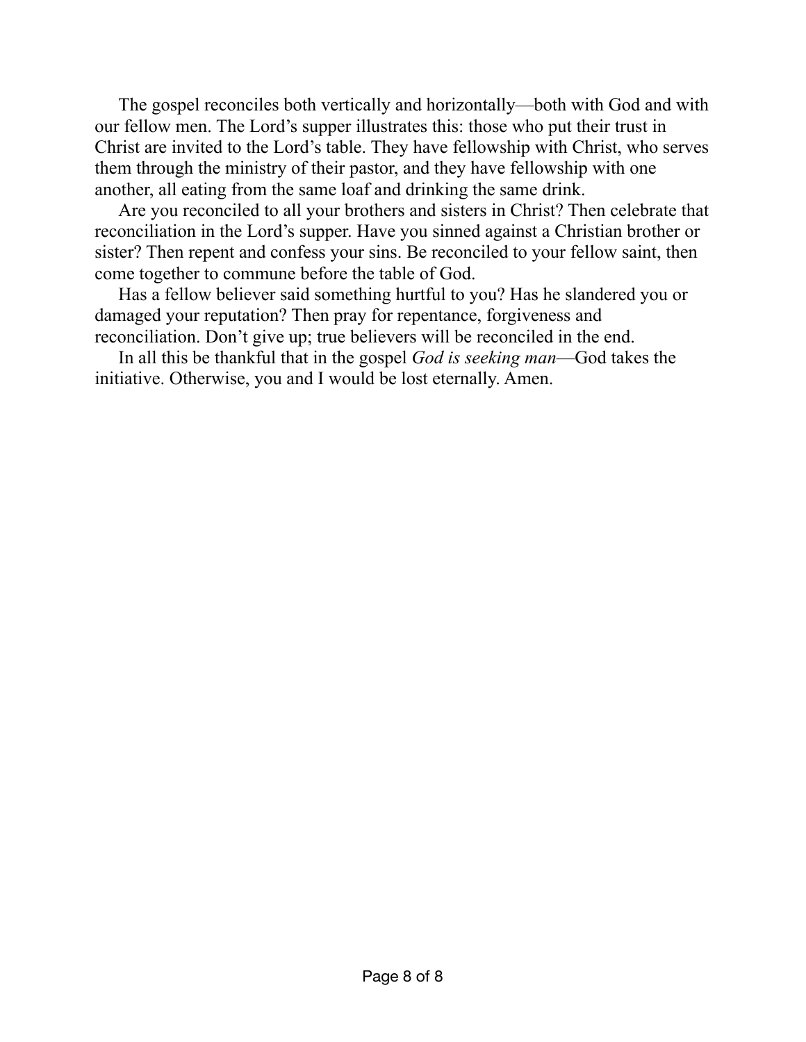The gospel reconciles both vertically and horizontally—both with God and with our fellow men. The Lord's supper illustrates this: those who put their trust in Christ are invited to the Lord's table. They have fellowship with Christ, who serves them through the ministry of their pastor, and they have fellowship with one another, all eating from the same loaf and drinking the same drink.

Are you reconciled to all your brothers and sisters in Christ? Then celebrate that reconciliation in the Lord's supper. Have you sinned against a Christian brother or sister? Then repent and confess your sins. Be reconciled to your fellow saint, then come together to commune before the table of God.

Has a fellow believer said something hurtful to you? Has he slandered you or damaged your reputation? Then pray for repentance, forgiveness and reconciliation. Don't give up; true believers will be reconciled in the end.

In all this be thankful that in the gospel *God is seeking man*—God takes the initiative. Otherwise, you and I would be lost eternally. Amen.